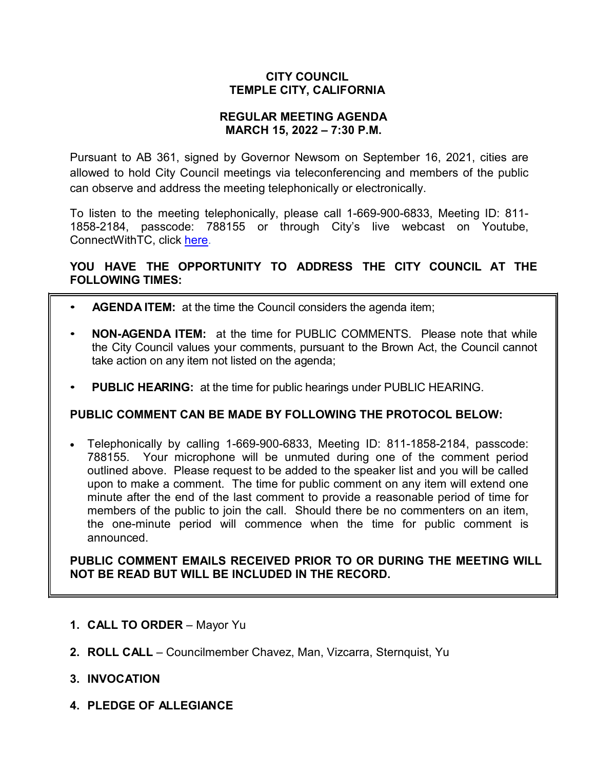# CITY COUNCIL
# TEMPLE CITY, CALIFORNIA

## REGULAR MEETING AGENDA
## MARCH 15, 2022 – 7:30 P.M.

Pursuant to AB 361, signed by Governor Newsom on September 16, 2021, cities are allowed to hold City Council meetings via teleconferencing and members of the public can observe and address the meeting telephonically or electronically.

To listen to the meeting telephonically, please call 1-669-900-6833, Meeting ID: 811-1858-2184, passcode: 788155 or through City's live webcast on Youtube, ConnectWithTC, click here.

**YOU HAVE THE OPPORTUNITY TO ADDRESS THE CITY COUNCIL AT THE FOLLOWING TIMES:**

- **AGENDA ITEM:** at the time the Council considers the agenda item;
- **NON-AGENDA ITEM:** at the time for PUBLIC COMMENTS. Please note that while the City Council values your comments, pursuant to the Brown Act, the Council cannot take action on any item not listed on the agenda;
- **PUBLIC HEARING:** at the time for public hearings under PUBLIC HEARING.

**PUBLIC COMMENT CAN BE MADE BY FOLLOWING THE PROTOCOL BELOW:**

- Telephonically by calling 1-669-900-6833, Meeting ID: 811-1858-2184, passcode: 788155. Your microphone will be unmuted during one of the comment period outlined above. Please request to be added to the speaker list and you will be called upon to make a comment. The time for public comment on any item will extend one minute after the end of the last comment to provide a reasonable period of time for members of the public to join the call. Should there be no commenters on an item, the one-minute period will commence when the time for public comment is announced.

**PUBLIC COMMENT EMAILS RECEIVED PRIOR TO OR DURING THE MEETING WILL NOT BE READ BUT WILL BE INCLUDED IN THE RECORD.**

1. **CALL TO ORDER** – Mayor Yu
2. **ROLL CALL** – Councilmember Chavez, Man, Vizcarra, Sternquist, Yu
3. **INVOCATION**
4. **PLEDGE OF ALLEGIANCE**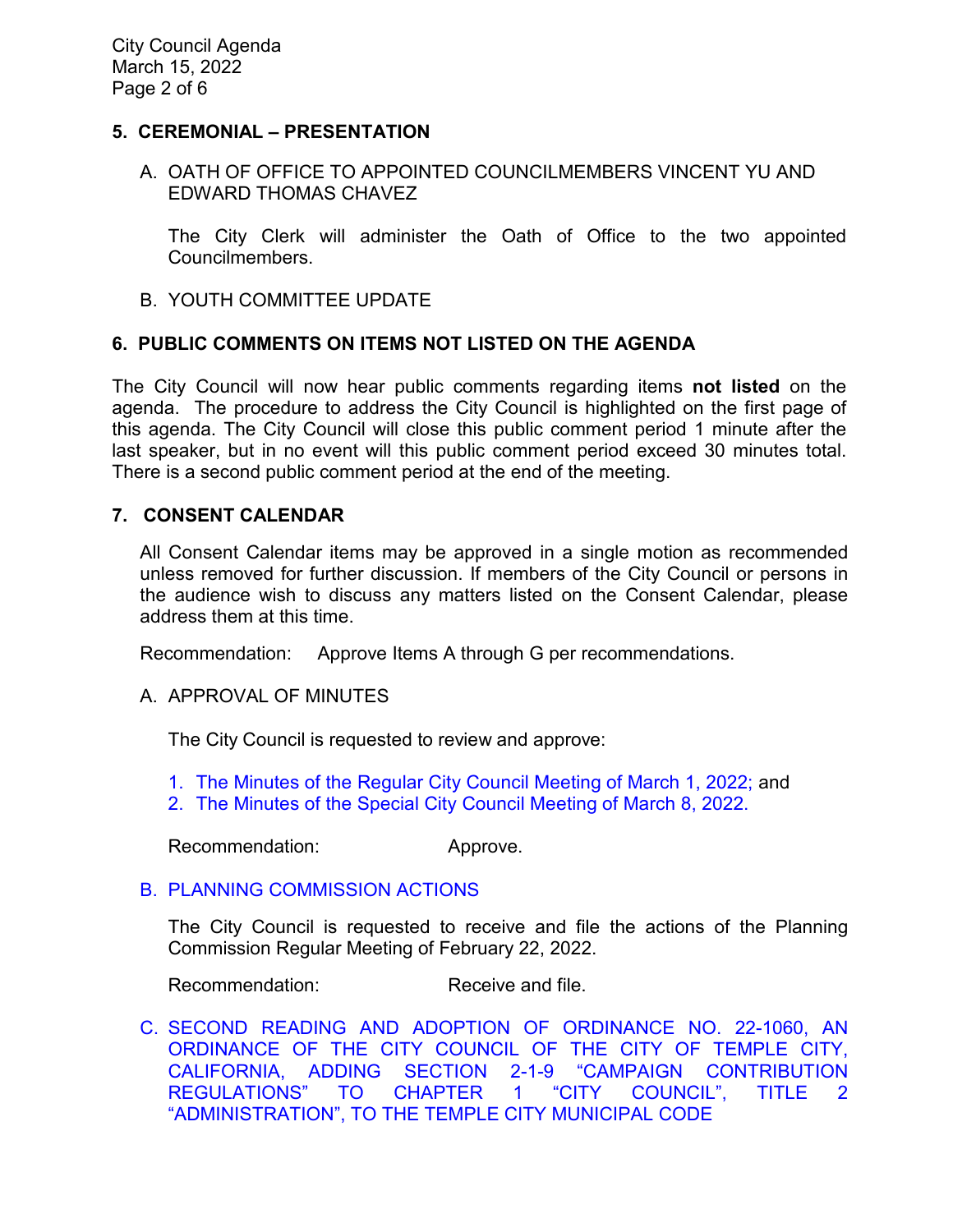## 5. CEREMONIAL – PRESENTATION

A. OATH OF OFFICE TO APPOINTED COUNCILMEMBERS VINCENT YU AND EDWARD THOMAS CHAVEZ

The City Clerk will administer the Oath of Office to the two appointed Councilmembers.

B. YOUTH COMMITTEE UPDATE

## 6. PUBLIC COMMENTS ON ITEMS NOT LISTED ON THE AGENDA

The City Council will now hear public comments regarding items **not listed** on the agenda. The procedure to address the City Council is highlighted on the first page of this agenda. The City Council will close this public comment period 1 minute after the last speaker, but in no event will this public comment period exceed 30 minutes total. There is a second public comment period at the end of the meeting.

## 7. CONSENT CALENDAR

All Consent Calendar items may be approved in a single motion as recommended unless removed for further discussion. If members of the City Council or persons in the audience wish to discuss any matters listed on the Consent Calendar, please address them at this time.

Recommendation: Approve Items A through G per recommendations.

A. APPROVAL OF MINUTES

The City Council is requested to review and approve:

1. The Minutes of the Regular City Council Meeting of March 1, 2022; and
2. The Minutes of the Special City Council Meeting of March 8, 2022.

Recommendation: Approve.

B. PLANNING COMMISSION ACTIONS

The City Council is requested to receive and file the actions of the Planning Commission Regular Meeting of February 22, 2022.

Recommendation: Receive and file.

C. SECOND READING AND ADOPTION OF ORDINANCE NO. 22-1060, AN ORDINANCE OF THE CITY COUNCIL OF THE CITY OF TEMPLE CITY, CALIFORNIA, ADDING SECTION 2-1-9 "CAMPAIGN CONTRIBUTION REGULATIONS" TO CHAPTER 1 "CITY COUNCIL", TITLE 2 "ADMINISTRATION", TO THE TEMPLE CITY MUNICIPAL CODE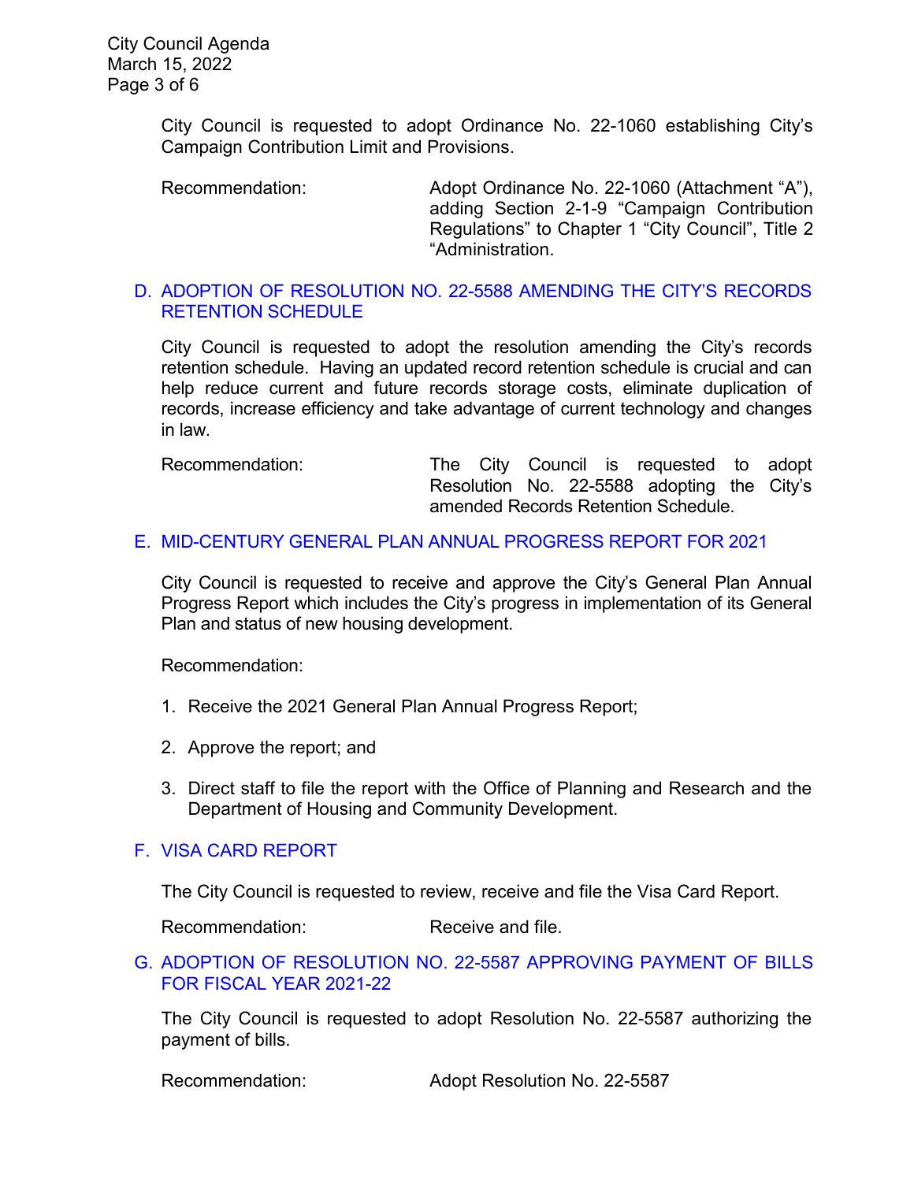City Council is requested to adopt Ordinance No. 22-1060 establishing City's Campaign Contribution Limit and Provisions.

Recommendation: Adopt Ordinance No. 22-1060 (Attachment "A"), adding Section 2-1-9 "Campaign Contribution Regulations" to Chapter 1 "City Council", Title 2 "Administration.

### D. ADOPTION OF RESOLUTION NO. 22-5588 AMENDING THE CITY'S RECORDS RETENTION SCHEDULE

City Council is requested to adopt the resolution amending the City's records retention schedule. Having an updated record retention schedule is crucial and can help reduce current and future records storage costs, eliminate duplication of records, increase efficiency and take advantage of current technology and changes in law.

Recommendation: The City Council is requested to adopt Resolution No. 22-5588 adopting the City's amended Records Retention Schedule.

### E. MID-CENTURY GENERAL PLAN ANNUAL PROGRESS REPORT FOR 2021

City Council is requested to receive and approve the City's General Plan Annual Progress Report which includes the City's progress in implementation of its General Plan and status of new housing development.

Recommendation:

1. Receive the 2021 General Plan Annual Progress Report;
2. Approve the report; and
3. Direct staff to file the report with the Office of Planning and Research and the Department of Housing and Community Development.

### F. VISA CARD REPORT

The City Council is requested to review, receive and file the Visa Card Report.

Recommendation: Receive and file.

### G. ADOPTION OF RESOLUTION NO. 22-5587 APPROVING PAYMENT OF BILLS FOR FISCAL YEAR 2021-22

The City Council is requested to adopt Resolution No. 22-5587 authorizing the payment of bills.

Recommendation: Adopt Resolution No. 22-5587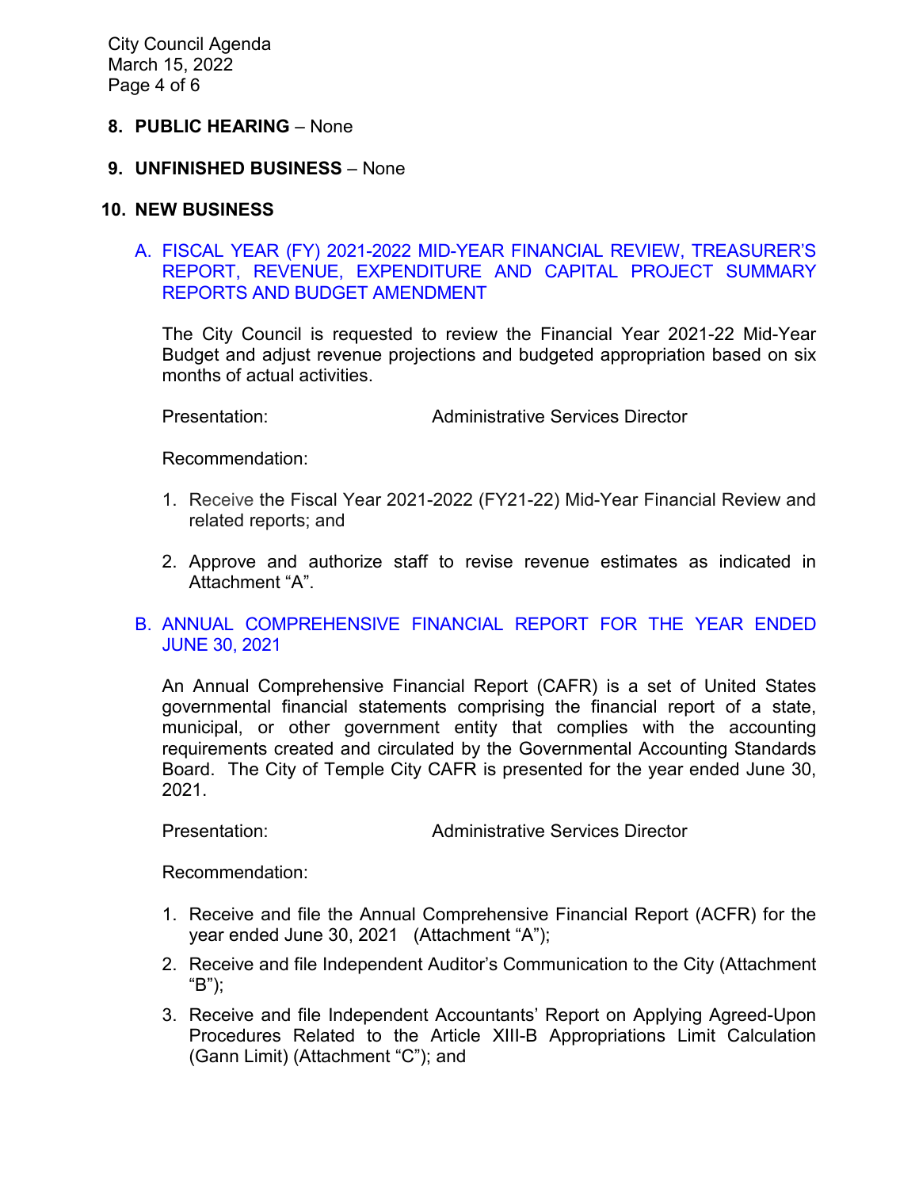## 8. PUBLIC HEARING – None

## 9. UNFINISHED BUSINESS – None

## 10. NEW BUSINESS

### A. FISCAL YEAR (FY) 2021-2022 MID-YEAR FINANCIAL REVIEW, TREASURER'S REPORT, REVENUE, EXPENDITURE AND CAPITAL PROJECT SUMMARY REPORTS AND BUDGET AMENDMENT

The City Council is requested to review the Financial Year 2021-22 Mid-Year Budget and adjust revenue projections and budgeted appropriation based on six months of actual activities.

Presentation: Administrative Services Director

Recommendation:

1. Receive the Fiscal Year 2021-2022 (FY21-22) Mid-Year Financial Review and related reports; and
2. Approve and authorize staff to revise revenue estimates as indicated in Attachment "A".

### B. ANNUAL COMPREHENSIVE FINANCIAL REPORT FOR THE YEAR ENDED JUNE 30, 2021

An Annual Comprehensive Financial Report (CAFR) is a set of United States governmental financial statements comprising the financial report of a state, municipal, or other government entity that complies with the accounting requirements created and circulated by the Governmental Accounting Standards Board. The City of Temple City CAFR is presented for the year ended June 30, 2021.

Presentation: Administrative Services Director

Recommendation:

1. Receive and file the Annual Comprehensive Financial Report (ACFR) for the year ended June 30, 2021 (Attachment "A");
2. Receive and file Independent Auditor's Communication to the City (Attachment "B");
3. Receive and file Independent Accountants' Report on Applying Agreed-Upon Procedures Related to the Article XIII-B Appropriations Limit Calculation (Gann Limit) (Attachment "C"); and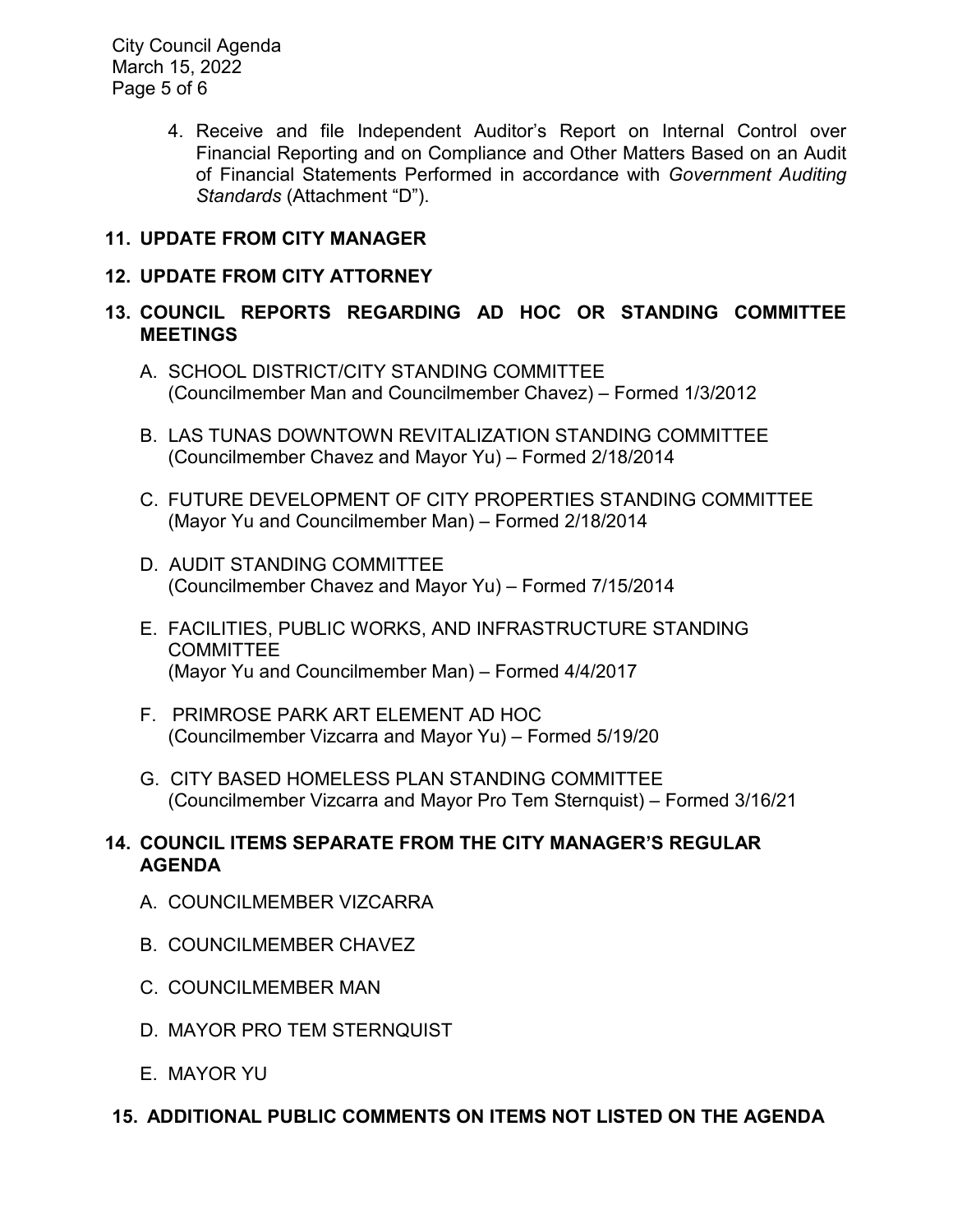4. Receive and file Independent Auditor's Report on Internal Control over Financial Reporting and on Compliance and Other Matters Based on an Audit of Financial Statements Performed in accordance with *Government Auditing Standards* (Attachment "D").

## 11. UPDATE FROM CITY MANAGER

## 12. UPDATE FROM CITY ATTORNEY

## 13. COUNCIL REPORTS REGARDING AD HOC OR STANDING COMMITTEE MEETINGS

A. SCHOOL DISTRICT/CITY STANDING COMMITTEE
(Councilmember Man and Councilmember Chavez) – Formed 1/3/2012

B. LAS TUNAS DOWNTOWN REVITALIZATION STANDING COMMITTEE
(Councilmember Chavez and Mayor Yu) – Formed 2/18/2014

C. FUTURE DEVELOPMENT OF CITY PROPERTIES STANDING COMMITTEE
(Mayor Yu and Councilmember Man) – Formed 2/18/2014

D. AUDIT STANDING COMMITTEE
(Councilmember Chavez and Mayor Yu) – Formed 7/15/2014

E. FACILITIES, PUBLIC WORKS, AND INFRASTRUCTURE STANDING COMMITTEE
(Mayor Yu and Councilmember Man) – Formed 4/4/2017

F. PRIMROSE PARK ART ELEMENT AD HOC
(Councilmember Vizcarra and Mayor Yu) – Formed 5/19/20

G. CITY BASED HOMELESS PLAN STANDING COMMITTEE
(Councilmember Vizcarra and Mayor Pro Tem Sternquist) – Formed 3/16/21

## 14. COUNCIL ITEMS SEPARATE FROM THE CITY MANAGER'S REGULAR AGENDA

A. COUNCILMEMBER VIZCARRA

B. COUNCILMEMBER CHAVEZ

C. COUNCILMEMBER MAN

D. MAYOR PRO TEM STERNQUIST

E. MAYOR YU

## 15. ADDITIONAL PUBLIC COMMENTS ON ITEMS NOT LISTED ON THE AGENDA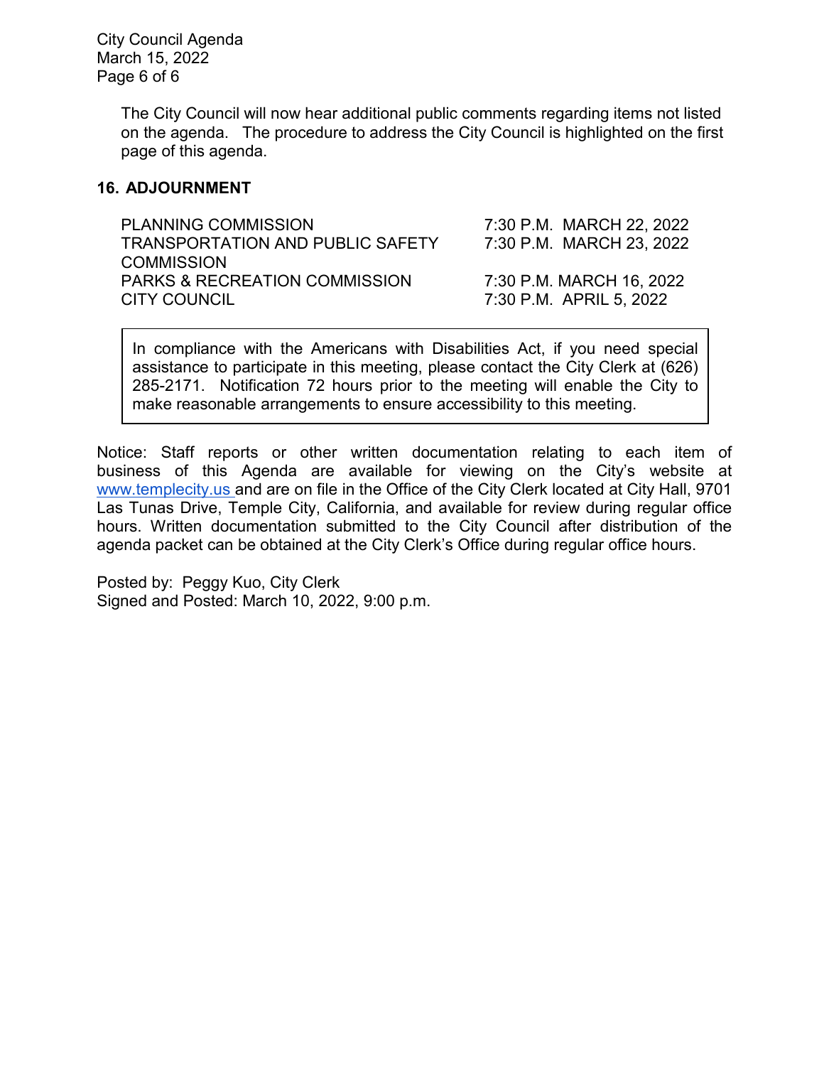The City Council will now hear additional public comments regarding items not listed on the agenda. The procedure to address the City Council is highlighted on the first page of this agenda.

## 16. ADJOURNMENT

| | |
|---|---|
| PLANNING COMMISSION | 7:30 P.M. MARCH 22, 2022 |
| TRANSPORTATION AND PUBLIC SAFETY COMMISSION | 7:30 P.M. MARCH 23, 2022 |
| PARKS & RECREATION COMMISSION | 7:30 P.M. MARCH 16, 2022 |
| CITY COUNCIL | 7:30 P.M. APRIL 5, 2022 |

> In compliance with the Americans with Disabilities Act, if you need special assistance to participate in this meeting, please contact the City Clerk at (626) 285-2171. Notification 72 hours prior to the meeting will enable the City to make reasonable arrangements to ensure accessibility to this meeting.

Notice: Staff reports or other written documentation relating to each item of business of this Agenda are available for viewing on the City's website at www.templecity.us and are on file in the Office of the City Clerk located at City Hall, 9701 Las Tunas Drive, Temple City, California, and available for review during regular office hours. Written documentation submitted to the City Council after distribution of the agenda packet can be obtained at the City Clerk's Office during regular office hours.

Posted by: Peggy Kuo, City Clerk
Signed and Posted: March 10, 2022, 9:00 p.m.